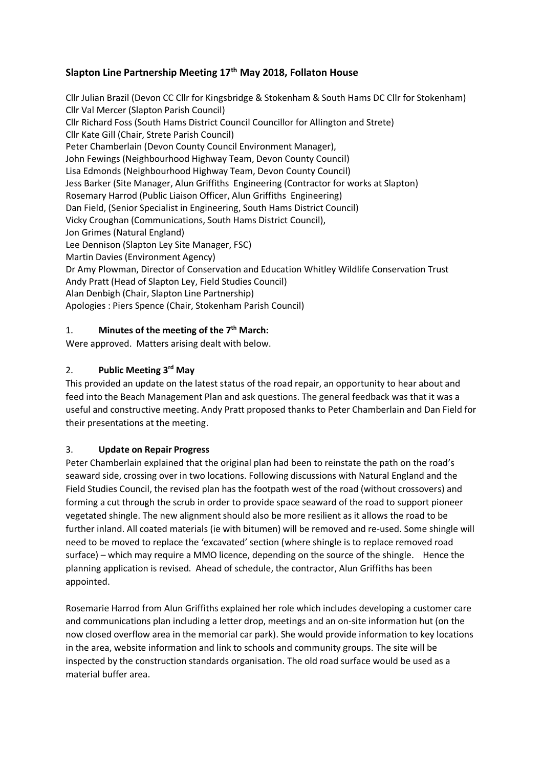# Slapton Line Partnership Meeting 17th May 2018, Follaton House

Cllr Julian Brazil (Devon CC Cllr for Kingsbridge & Stokenham & South Hams DC Cllr for Stokenham)
Cllr Val Mercer (Slapton Parish Council)
Cllr Richard Foss (South Hams District Council Councillor for Allington and Strete)
Cllr Kate Gill (Chair, Strete Parish Council)
Peter Chamberlain (Devon County Council Environment Manager),
John Fewings (Neighbourhood Highway Team, Devon County Council)
Lisa Edmonds (Neighbourhood Highway Team, Devon County Council)
Jess Barker (Site Manager, Alun Griffiths Engineering (Contractor for works at Slapton)
Rosemary Harrod (Public Liaison Officer, Alun Griffiths Engineering)
Dan Field, (Senior Specialist in Engineering, South Hams District Council)
Vicky Croughan (Communications, South Hams District Council),
Jon Grimes (Natural England)
Lee Dennison (Slapton Ley Site Manager, FSC)
Martin Davies (Environment Agency)
Dr Amy Plowman, Director of Conservation and Education Whitley Wildlife Conservation Trust
Andy Pratt (Head of Slapton Ley, Field Studies Council)
Alan Denbigh (Chair, Slapton Line Partnership)
Apologies : Piers Spence (Chair, Stokenham Parish Council)

## 1. Minutes of the meeting of the 7th March:

Were approved. Matters arising dealt with below.

## 2. Public Meeting 3rd May

This provided an update on the latest status of the road repair, an opportunity to hear about and feed into the Beach Management Plan and ask questions. The general feedback was that it was a useful and constructive meeting. Andy Pratt proposed thanks to Peter Chamberlain and Dan Field for their presentations at the meeting.

## 3. Update on Repair Progress

Peter Chamberlain explained that the original plan had been to reinstate the path on the road's seaward side, crossing over in two locations. Following discussions with Natural England and the Field Studies Council, the revised plan has the footpath west of the road (without crossovers) and forming a cut through the scrub in order to provide space seaward of the road to support pioneer vegetated shingle. The new alignment should also be more resilient as it allows the road to be further inland. All coated materials (ie with bitumen) will be removed and re-used. Some shingle will need to be moved to replace the 'excavated' section (where shingle is to replace removed road surface) – which may require a MMO licence, depending on the source of the shingle. Hence the planning application is revised. Ahead of schedule, the contractor, Alun Griffiths has been appointed.

Rosemarie Harrod from Alun Griffiths explained her role which includes developing a customer care and communications plan including a letter drop, meetings and an on-site information hut (on the now closed overflow area in the memorial car park). She would provide information to key locations in the area, website information and link to schools and community groups. The site will be inspected by the construction standards organisation. The old road surface would be used as a material buffer area.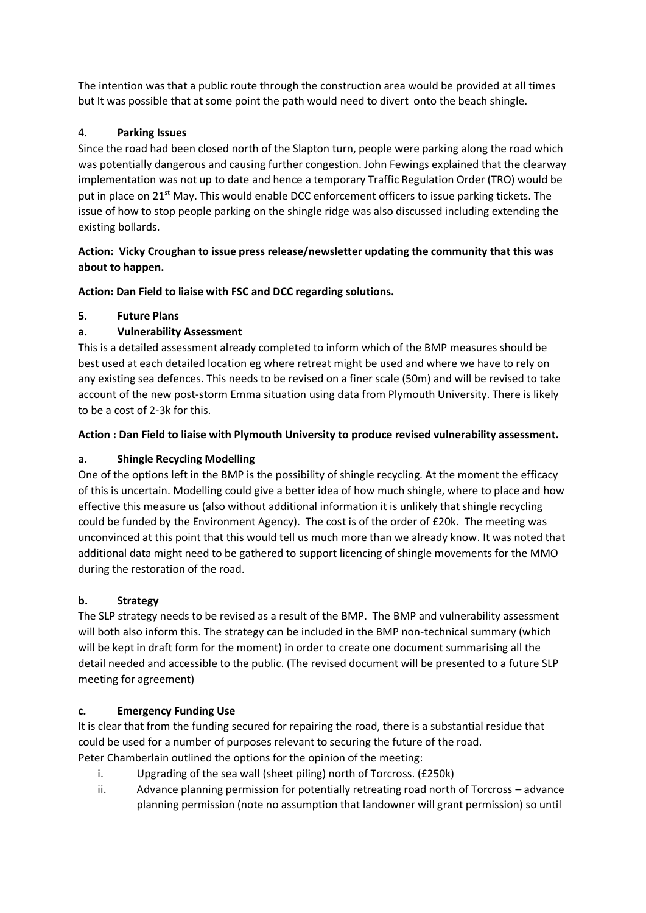The intention was that a public route through the construction area would be provided at all times but It was possible that at some point the path would need to divert onto the beach shingle.

4. **Parking Issues**

Since the road had been closed north of the Slapton turn, people were parking along the road which was potentially dangerous and causing further congestion. John Fewings explained that the clearway implementation was not up to date and hence a temporary Traffic Regulation Order (TRO) would be put in place on 21st May. This would enable DCC enforcement officers to issue parking tickets. The issue of how to stop people parking on the shingle ridge was also discussed including extending the existing bollards.

**Action: Vicky Croughan to issue press release/newsletter updating the community that this was about to happen.**

**Action: Dan Field to liaise with FSC and DCC regarding solutions.**

**5. Future Plans**

**a. Vulnerability Assessment**

This is a detailed assessment already completed to inform which of the BMP measures should be best used at each detailed location eg where retreat might be used and where we have to rely on any existing sea defences. This needs to be revised on a finer scale (50m) and will be revised to take account of the new post-storm Emma situation using data from Plymouth University. There is likely to be a cost of 2-3k for this.

**Action : Dan Field to liaise with Plymouth University to produce revised vulnerability assessment.**

**a. Shingle Recycling Modelling**

One of the options left in the BMP is the possibility of shingle recycling. At the moment the efficacy of this is uncertain. Modelling could give a better idea of how much shingle, where to place and how effective this measure us (also without additional information it is unlikely that shingle recycling could be funded by the Environment Agency). The cost is of the order of £20k. The meeting was unconvinced at this point that this would tell us much more than we already know. It was noted that additional data might need to be gathered to support licencing of shingle movements for the MMO during the restoration of the road.

**b. Strategy**

The SLP strategy needs to be revised as a result of the BMP. The BMP and vulnerability assessment will both also inform this. The strategy can be included in the BMP non-technical summary (which will be kept in draft form for the moment) in order to create one document summarising all the detail needed and accessible to the public. (The revised document will be presented to a future SLP meeting for agreement)

**c. Emergency Funding Use**

It is clear that from the funding secured for repairing the road, there is a substantial residue that could be used for a number of purposes relevant to securing the future of the road.
Peter Chamberlain outlined the options for the opinion of the meeting:

i. Upgrading of the sea wall (sheet piling) north of Torcross. (£250k)
ii. Advance planning permission for potentially retreating road north of Torcross – advance planning permission (note no assumption that landowner will grant permission) so until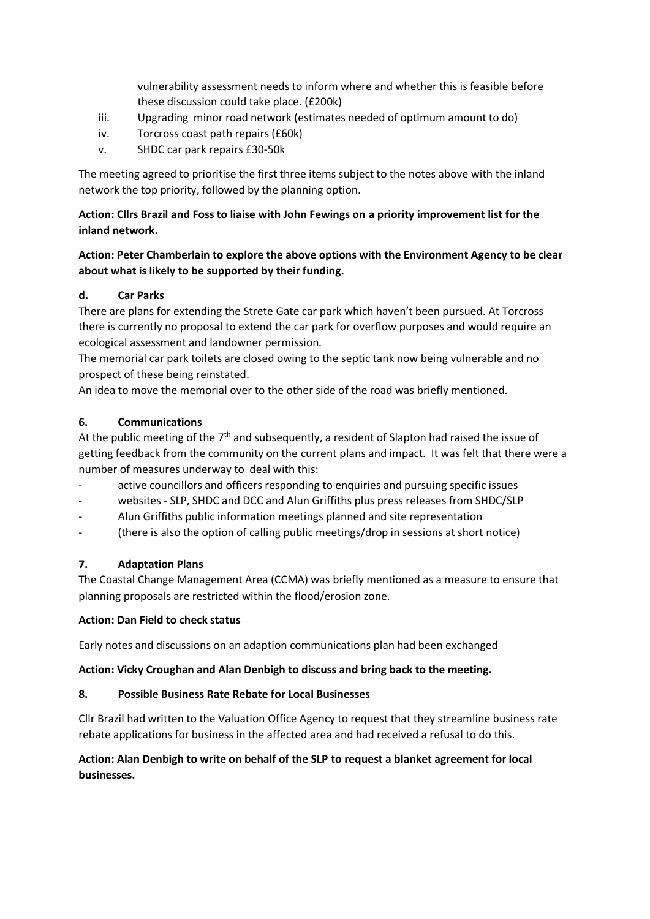vulnerability assessment needs to inform where and whether this is feasible before these discussion could take place. (£200k)

iii. Upgrading minor road network (estimates needed of optimum amount to do)

iv. Torcross coast path repairs (£60k)

v. SHDC car park repairs £30-50k

The meeting agreed to prioritise the first three items subject to the notes above with the inland network the top priority, followed by the planning option.

**Action: Cllrs Brazil and Foss to liaise with John Fewings on a priority improvement list for the inland network.**

**Action: Peter Chamberlain to explore the above options with the Environment Agency to be clear about what is likely to be supported by their funding.**

**d. Car Parks**

There are plans for extending the Strete Gate car park which haven't been pursued. At Torcross there is currently no proposal to extend the car park for overflow purposes and would require an ecological assessment and landowner permission.

The memorial car park toilets are closed owing to the septic tank now being vulnerable and no prospect of these being reinstated.

An idea to move the memorial over to the other side of the road was briefly mentioned.

## 6. Communications

At the public meeting of the 7th and subsequently, a resident of Slapton had raised the issue of getting feedback from the community on the current plans and impact. It was felt that there were a number of measures underway to deal with this:

- active councillors and officers responding to enquiries and pursuing specific issues
- websites - SLP, SHDC and DCC and Alun Griffiths plus press releases from SHDC/SLP
- Alun Griffiths public information meetings planned and site representation
- (there is also the option of calling public meetings/drop in sessions at short notice)

## 7. Adaptation Plans

The Coastal Change Management Area (CCMA) was briefly mentioned as a measure to ensure that planning proposals are restricted within the flood/erosion zone.

**Action: Dan Field to check status**

Early notes and discussions on an adaption communications plan had been exchanged

**Action: Vicky Croughan and Alan Denbigh to discuss and bring back to the meeting.**

## 8. Possible Business Rate Rebate for Local Businesses

Cllr Brazil had written to the Valuation Office Agency to request that they streamline business rate rebate applications for business in the affected area and had received a refusal to do this.

**Action: Alan Denbigh to write on behalf of the SLP to request a blanket agreement for local businesses.**